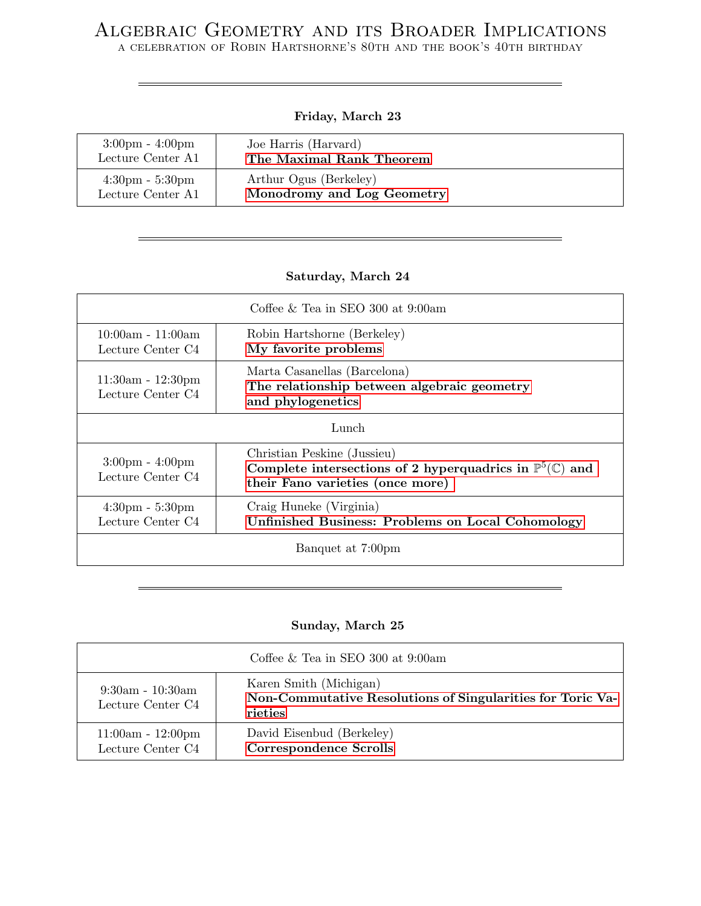# Algebraic Geometry and its Broader Implications

a celebration of Robin Hartshorne's 80th and the book's 40th birthday

---

### Friday, March 23

| | |
|---|---|
| 3:00pm - 4:00pm<br>Lecture Center A1 | Joe Harris (Harvard)<br>**The Maximal Rank Theorem** |
| 4:30pm - 5:30pm<br>Lecture Center A1 | Arthur Ogus (Berkeley)<br>**Monodromy and Log Geometry** |

---

### Saturday, March 24

| | |
|---|---|
| Coffee & Tea in SEO 300 at 9:00am | |
| 10:00am - 11:00am<br>Lecture Center C4 | Robin Hartshorne (Berkeley)<br>**My favorite problems** |
| 11:30am - 12:30pm<br>Lecture Center C4 | Marta Casanellas (Barcelona)<br>**The relationship between algebraic geometry and phylogenetics** |
| Lunch | |
| 3:00pm - 4:00pm<br>Lecture Center C4 | Christian Peskine (Jussieu)<br>**Complete intersections of 2 hyperquadrics in $\mathbb{P}^5(\mathbb{C})$ and their Fano varieties (once more)** |
| 4:30pm - 5:30pm<br>Lecture Center C4 | Craig Huneke (Virginia)<br>**Unfinished Business: Problems on Local Cohomology** |
| Banquet at 7:00pm | |

---

### Sunday, March 25

| | |
|---|---|
| Coffee & Tea in SEO 300 at 9:00am | |
| 9:30am - 10:30am<br>Lecture Center C4 | Karen Smith (Michigan)<br>**Non-Commutative Resolutions of Singularities for Toric Varieties** |
| 11:00am - 12:00pm<br>Lecture Center C4 | David Eisenbud (Berkeley)<br>**Correspondence Scrolls** |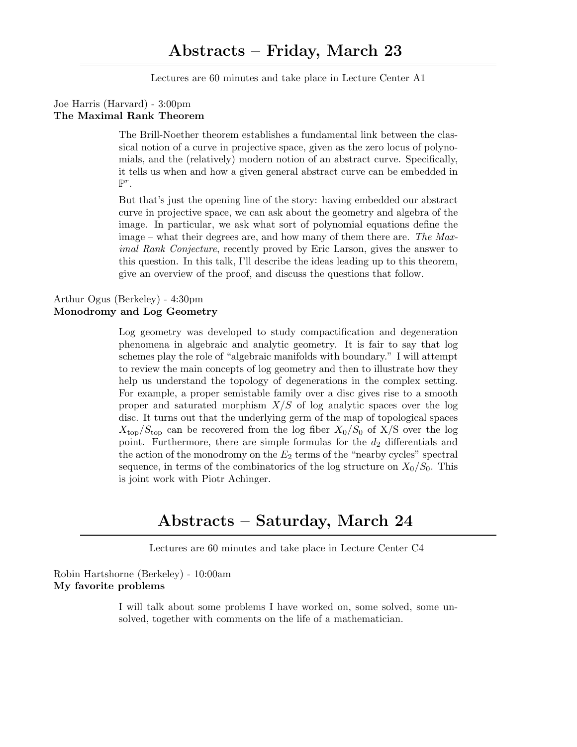# Abstracts – Friday, March 23

Lectures are 60 minutes and take place in Lecture Center A1

Joe Harris (Harvard) - 3:00pm
**The Maximal Rank Theorem**

The Brill-Noether theorem establishes a fundamental link between the classical notion of a curve in projective space, given as the zero locus of polynomials, and the (relatively) modern notion of an abstract curve. Specifically, it tells us when and how a given general abstract curve can be embedded in $\mathbb{P}^r$.

But that's just the opening line of the story: having embedded our abstract curve in projective space, we can ask about the geometry and algebra of the image. In particular, we ask what sort of polynomial equations define the image – what their degrees are, and how many of them there are. *The Maximal Rank Conjecture*, recently proved by Eric Larson, gives the answer to this question. In this talk, I'll describe the ideas leading up to this theorem, give an overview of the proof, and discuss the questions that follow.

Arthur Ogus (Berkeley) - 4:30pm
**Monodromy and Log Geometry**

Log geometry was developed to study compactification and degeneration phenomena in algebraic and analytic geometry. It is fair to say that log schemes play the role of "algebraic manifolds with boundary." I will attempt to review the main concepts of log geometry and then to illustrate how they help us understand the topology of degenerations in the complex setting. For example, a proper semistable family over a disc gives rise to a smooth proper and saturated morphism $X/S$ of log analytic spaces over the log disc. It turns out that the underlying germ of the map of topological spaces $X_{\text{top}}/S_{\text{top}}$ can be recovered from the log fiber $X_0/S_0$ of X/S over the log point. Furthermore, there are simple formulas for the $d_2$ differentials and the action of the monodromy on the $E_2$ terms of the "nearby cycles" spectral sequence, in terms of the combinatorics of the log structure on $X_0/S_0$. This is joint work with Piotr Achinger.

# Abstracts – Saturday, March 24

Lectures are 60 minutes and take place in Lecture Center C4

Robin Hartshorne (Berkeley) - 10:00am
**My favorite problems**

I will talk about some problems I have worked on, some solved, some unsolved, together with comments on the life of a mathematician.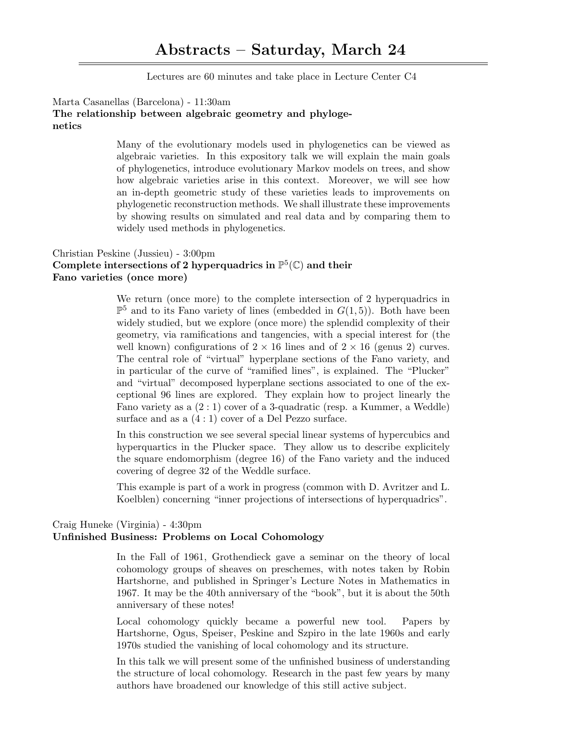# Abstracts – Saturday, March 24

Lectures are 60 minutes and take place in Lecture Center C4

Marta Casanellas (Barcelona) - 11:30am

**The relationship between algebraic geometry and phylogenetics**

Many of the evolutionary models used in phylogenetics can be viewed as algebraic varieties. In this expository talk we will explain the main goals of phylogenetics, introduce evolutionary Markov models on trees, and show how algebraic varieties arise in this context. Moreover, we will see how an in-depth geometric study of these varieties leads to improvements on phylogenetic reconstruction methods. We shall illustrate these improvements by showing results on simulated and real data and by comparing them to widely used methods in phylogenetics.

Christian Peskine (Jussieu) - 3:00pm

**Complete intersections of 2 hyperquadrics in $\mathbb{P}^5(\mathbb{C})$ and their Fano varieties (once more)**

We return (once more) to the complete intersection of 2 hyperquadrics in $\mathbb{P}^5$ and to its Fano variety of lines (embedded in $G(1,5)$). Both have been widely studied, but we explore (once more) the splendid complexity of their geometry, via ramifications and tangencies, with a special interest for (the well known) configurations of $2 \times 16$ lines and of $2 \times 16$ (genus 2) curves. The central role of "virtual" hyperplane sections of the Fano variety, and in particular of the curve of "ramified lines", is explained. The "Plucker" and "virtual" decomposed hyperplane sections associated to one of the exceptional 96 lines are explored. They explain how to project linearly the Fano variety as a $(2:1)$ cover of a 3-quadratic (resp. a Kummer, a Weddle) surface and as a $(4:1)$ cover of a Del Pezzo surface.

In this construction we see several special linear systems of hypercubics and hyperquartics in the Plucker space. They allow us to describe explicitely the square endomorphism (degree 16) of the Fano variety and the induced covering of degree 32 of the Weddle surface.

This example is part of a work in progress (common with D. Avritzer and L. Koelblen) concerning "inner projections of intersections of hyperquadrics".

Craig Huneke (Virginia) - 4:30pm

**Unfinished Business: Problems on Local Cohomology**

In the Fall of 1961, Grothendieck gave a seminar on the theory of local cohomology groups of sheaves on preschemes, with notes taken by Robin Hartshorne, and published in Springer's Lecture Notes in Mathematics in 1967. It may be the 40th anniversary of the "book", but it is about the 50th anniversary of these notes!

Local cohomology quickly became a powerful new tool. Papers by Hartshorne, Ogus, Speiser, Peskine and Szpiro in the late 1960s and early 1970s studied the vanishing of local cohomology and its structure.

In this talk we will present some of the unfinished business of understanding the structure of local cohomology. Research in the past few years by many authors have broadened our knowledge of this still active subject.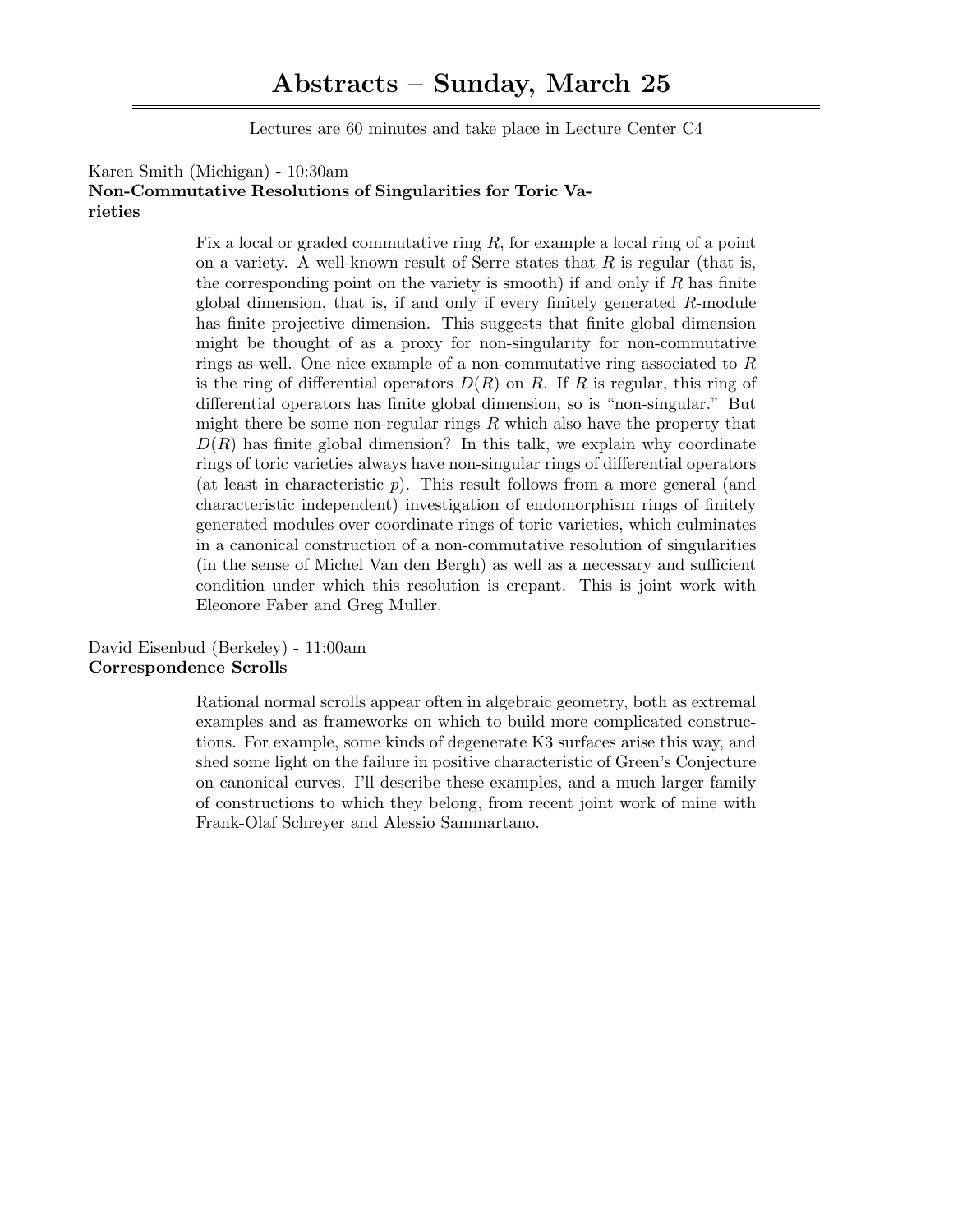# Abstracts – Sunday, March 25

Lectures are 60 minutes and take place in Lecture Center C4

Karen Smith (Michigan) - 10:30am
**Non-Commutative Resolutions of Singularities for Toric Varieties**

Fix a local or graded commutative ring $R$, for example a local ring of a point on a variety. A well-known result of Serre states that $R$ is regular (that is, the corresponding point on the variety is smooth) if and only if $R$ has finite global dimension, that is, if and only if every finitely generated $R$-module has finite projective dimension. This suggests that finite global dimension might be thought of as a proxy for non-singularity for non-commutative rings as well. One nice example of a non-commutative ring associated to $R$ is the ring of differential operators $D(R)$ on $R$. If $R$ is regular, this ring of differential operators has finite global dimension, so is "non-singular." But might there be some non-regular rings $R$ which also have the property that $D(R)$ has finite global dimension? In this talk, we explain why coordinate rings of toric varieties always have non-singular rings of differential operators (at least in characteristic $p$). This result follows from a more general (and characteristic independent) investigation of endomorphism rings of finitely generated modules over coordinate rings of toric varieties, which culminates in a canonical construction of a non-commutative resolution of singularities (in the sense of Michel Van den Bergh) as well as a necessary and sufficient condition under which this resolution is crepant. This is joint work with Eleonore Faber and Greg Muller.

David Eisenbud (Berkeley) - 11:00am
**Correspondence Scrolls**

Rational normal scrolls appear often in algebraic geometry, both as extremal examples and as frameworks on which to build more complicated constructions. For example, some kinds of degenerate K3 surfaces arise this way, and shed some light on the failure in positive characteristic of Green's Conjecture on canonical curves. I'll describe these examples, and a much larger family of constructions to which they belong, from recent joint work of mine with Frank-Olaf Schreyer and Alessio Sammartano.